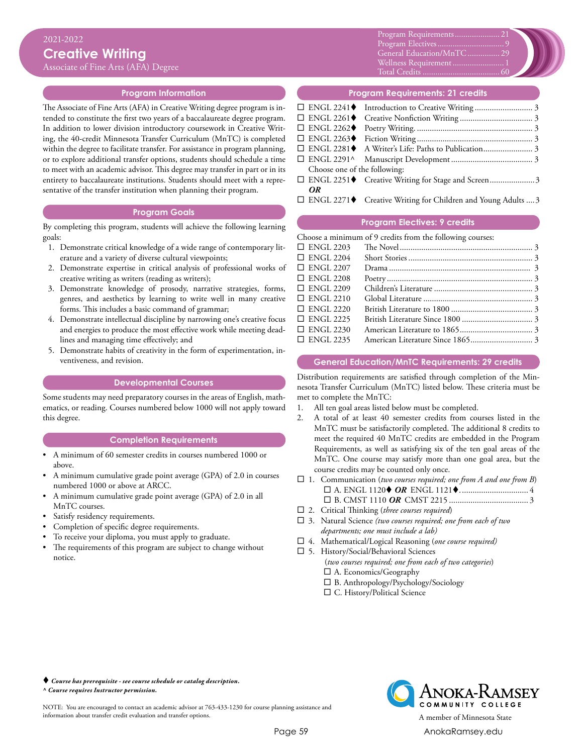2021-2022

# Creative Writing

Associate of Fine Arts (AFA) Degree

| | |
|---|---|
| Program Requirements | 21 |
| Program Electives | 9 |
| General Education/MnTC | 29 |
| Wellness Requirement | 1 |
| Total Credits | 60 |

## Program Information

The Associate of Fine Arts (AFA) in Creative Writing degree program is intended to constitute the first two years of a baccalaureate degree program. In addition to lower division introductory coursework in Creative Writing, the 40-credit Minnesota Transfer Curriculum (MnTC) is completed within the degree to facilitate transfer. For assistance in program planning, or to explore additional transfer options, students should schedule a time to meet with an academic advisor. This degree may transfer in part or in its entirety to baccalaureate institutions. Students should meet with a representative of the transfer institution when planning their program.

## Program Goals

By completing this program, students will achieve the following learning goals:

1. Demonstrate critical knowledge of a wide range of contemporary literature and a variety of diverse cultural viewpoints;
2. Demonstrate expertise in critical analysis of professional works of creative writing as writers (reading as writers);
3. Demonstrate knowledge of prosody, narrative strategies, forms, genres, and aesthetics by learning to write well in many creative forms. This includes a basic command of grammar;
4. Demonstrate intellectual discipline by narrowing one's creative focus and energies to produce the most effective work while meeting deadlines and managing time effectively; and
5. Demonstrate habits of creativity in the form of experimentation, inventiveness, and revision.

## Developmental Courses

Some students may need preparatory courses in the areas of English, mathematics, or reading. Courses numbered below 1000 will not apply toward this degree.

## Completion Requirements

- A minimum of 60 semester credits in courses numbered 1000 or above.
- A minimum cumulative grade point average (GPA) of 2.0 in courses numbered 1000 or above at ARCC.
- A minimum cumulative grade point average (GPA) of 2.0 in all MnTC courses.
- Satisfy residency requirements.
- Completion of specific degree requirements.
- To receive your diploma, you must apply to graduate.
- The requirements of this program are subject to change without notice.

## Program Requirements: 21 credits

- ☐ ENGL 2241♦ Introduction to Creative Writing ... 3
- ☐ ENGL 2261♦ Creative Nonfiction Writing ... 3
- ☐ ENGL 2262♦ Poetry Writing ... 3
- ☐ ENGL 2263♦ Fiction Writing ... 3
- ☐ ENGL 2281♦ A Writer's Life: Paths to Publication ... 3
- ☐ ENGL 2291^ Manuscript Development ... 3

Choose one of the following:

- ☐ ENGL 2251♦ Creative Writing for Stage and Screen ... 3

***OR***

- ☐ ENGL 2271♦ Creative Writing for Children and Young Adults ... 3

## Program Electives: 9 credits

Choose a minimum of 9 credits from the following courses:

- ☐ ENGL 2203 The Novel ... 3
- ☐ ENGL 2204 Short Stories ... 3
- ☐ ENGL 2207 Drama ... 3
- ☐ ENGL 2208 Poetry ... 3
- ☐ ENGL 2209 Children's Literature ... 3
- ☐ ENGL 2210 Global Literature ... 3
- ☐ ENGL 2220 British Literature to 1800 ... 3
- ☐ ENGL 2225 British Literature Since 1800 ... 3
- ☐ ENGL 2230 American Literature to 1865 ... 3
- ☐ ENGL 2235 American Literature Since 1865 ... 3

## General Education/MnTC Requirements: 29 credits

Distribution requirements are satisfied through completion of the Minnesota Transfer Curriculum (MnTC) listed below. These criteria must be met to complete the MnTC:

1. All ten goal areas listed below must be completed.
2. A total of at least 40 semester credits from courses listed in the MnTC must be satisfactorily completed. The additional 8 credits to meet the required 40 MnTC credits are embedded in the Program Requirements, as well as satisfying six of the ten goal areas of the MnTC. One course may satisfy more than one goal area, but the course credits may be counted only once.

- ☐ 1. Communication (*two courses required; one from A and one from B*)
  - ☐ A. ENGL 1120♦ ***OR*** ENGL 1121♦ ... 4
  - ☐ B. CMST 1110 ***OR*** CMST 2215 ... 3
- ☐ 2. Critical Thinking (*three courses required*)
- ☐ 3. Natural Science (*two courses required; one from each of two departments; one must include a lab)*
- ☐ 4. Mathematical/Logical Reasoning (*one course required)*
- ☐ 5. History/Social/Behavioral Sciences (*two courses required; one from each of two categories*)
  - ☐ A. Economics/Geography
  - ☐ B. Anthropology/Psychology/Sociology
  - ☐ C. History/Political Science

♦ ***Course has prerequisite - see course schedule or catalog description.***
***^ Course requires Instructor permission.***

NOTE: You are encouraged to contact an academic advisor at 763-433-1230 for course planning assistance and information about transfer credit evaluation and transfer options.

Anoka-Ramsey Community College
A member of Minnesota State
AnokaRamsey.edu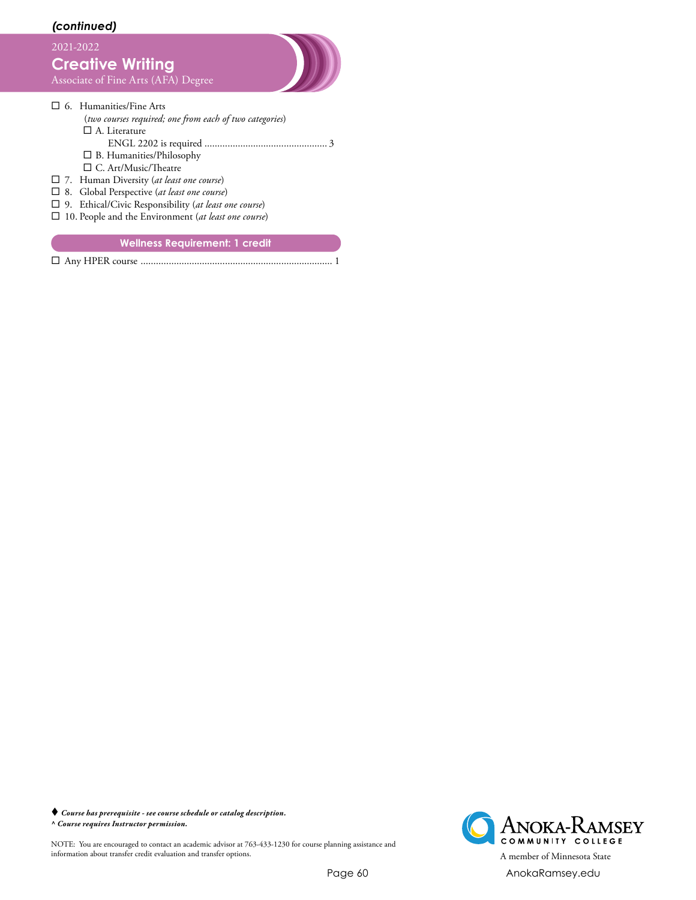*(continued)*

2021-2022

# Creative Writing

Associate of Fine Arts (AFA) Degree

- ☐ 6. Humanities/Fine Arts
  (*two courses required; one from each of two categories*)
  - ☐ A. Literature
    ENGL 2202 is required ................................................ 3
  - ☐ B. Humanities/Philosophy
  - ☐ C. Art/Music/Theatre
- ☐ 7. Human Diversity (*at least one course*)
- ☐ 8. Global Perspective (*at least one course*)
- ☐ 9. Ethical/Civic Responsibility (*at least one course*)
- ☐ 10. People and the Environment (*at least one course*)

## Wellness Requirement: 1 credit

- ☐ Any HPER course .......................................................................... 1

♦ ***Course has prerequisite - see course schedule or catalog description.***
^ ***Course requires Instructor permission.***

NOTE: You are encouraged to contact an academic advisor at 763-433-1230 for course planning assistance and information about transfer credit evaluation and transfer options.

Anoka-Ramsey Community College
A member of Minnesota State

AnokaRamsey.edu